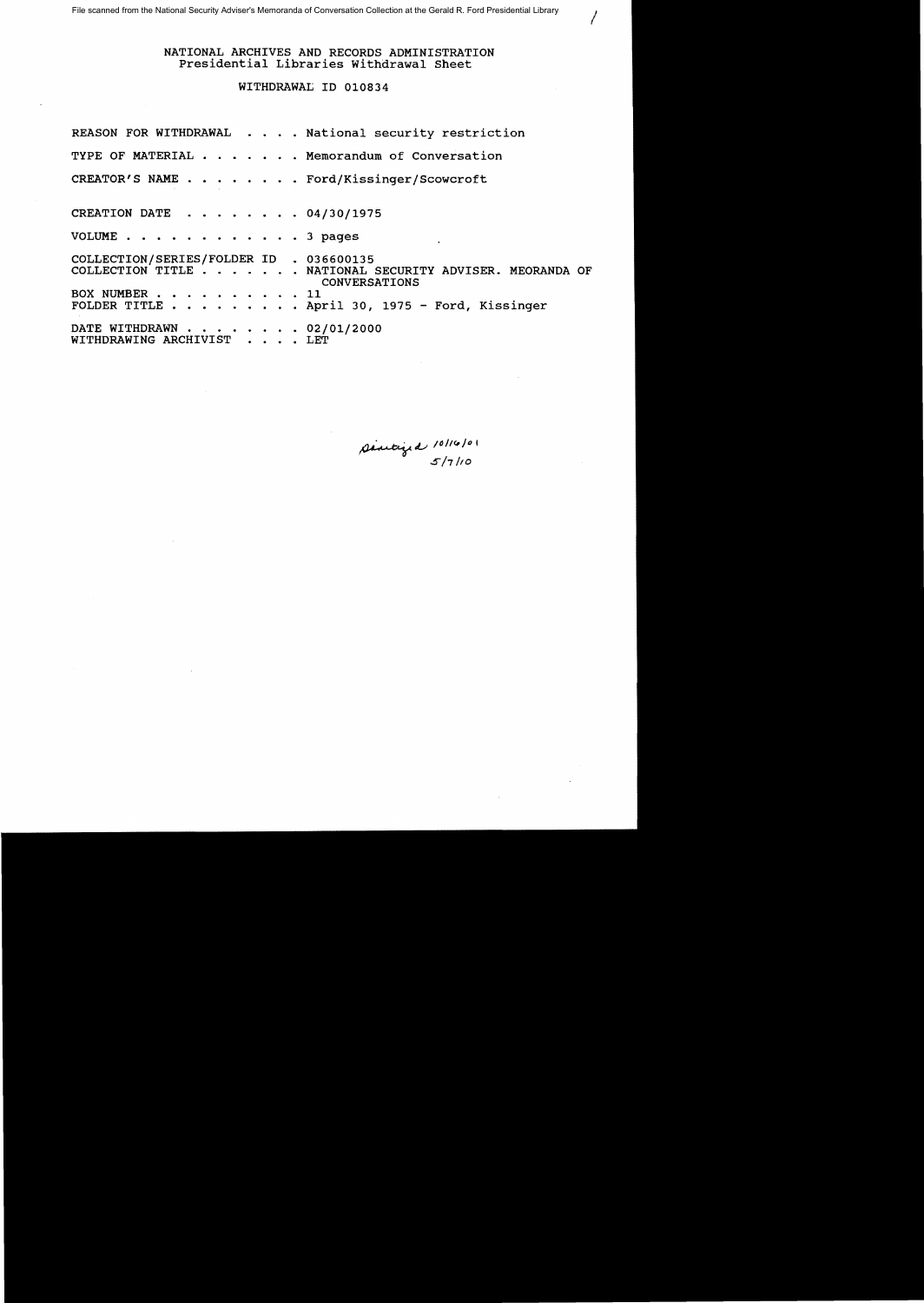File scanned from the National Security Adviser's Memoranda of Conversation Collection at the Gerald R. Ford Presidential Library

NATIONAL ARCHIVES AND RECORDS ADMINISTRATION
Presidential Libraries Withdrawal Sheet

WITHDRAWAL ID 010834

REASON FOR WITHDRAWAL . . . . National security restriction

TYPE OF MATERIAL . . . . . . . Memorandum of Conversation

CREATOR'S NAME . . . . . . . . Ford/Kissinger/Scowcroft

CREATION DATE . . . . . . . . 04/30/1975

VOLUME . . . . . . . . . . . . 3 pages

COLLECTION/SERIES/FOLDER ID . 036600135
COLLECTION TITLE . . . . . . . NATIONAL SECURITY ADVISER. MEORANDA OF CONVERSATIONS
BOX NUMBER . . . . . . . . . . 11
FOLDER TITLE . . . . . . . . . April 30, 1975 - Ford, Kissinger

DATE WITHDRAWN . . . . . . . . 02/01/2000
WITHDRAWING ARCHIVIST . . . . LET

Sanitized 10/16/01
5/7/10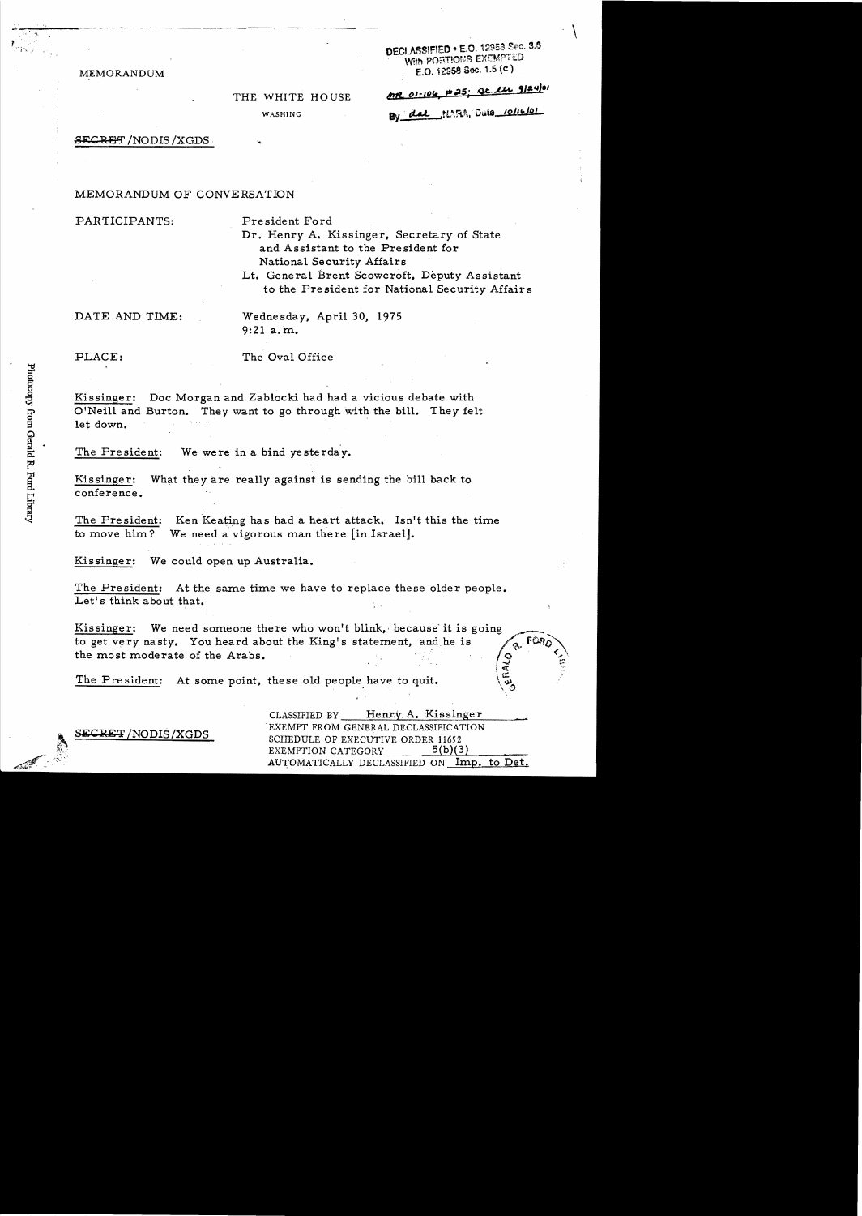MEMORANDUM

THE WHITE HOUSE

WASHING

DECLASSIFIED • E.O. 12958 Sec. 3.6
With PORTIONS EXEMPTED
E.O. 12958 Sec. 1.5 (c)

MR 01-106, #25; St. ltr 9/24/01

By dal NARA, Date 10/16/01

~~SECRET~~/NODIS/XGDS

MEMORANDUM OF CONVERSATION

PARTICIPANTS: President Ford
Dr. Henry A. Kissinger, Secretary of State and Assistant to the President for National Security Affairs
Lt. General Brent Scowcroft, Deputy Assistant to the President for National Security Affairs

DATE AND TIME: Wednesday, April 30, 1975
9:21 a.m.

PLACE: The Oval Office

Kissinger: Doc Morgan and Zablocki had had a vicious debate with O'Neill and Burton. They want to go through with the bill. They felt let down.

The President: We were in a bind yesterday.

Kissinger: What they are really against is sending the bill back to conference.

The President: Ken Keating has had a heart attack. Isn't this the time to move him? We need a vigorous man there [in Israel].

Kissinger: We could open up Australia.

The President: At the same time we have to replace these older people. Let's think about that.

Kissinger: We need someone there who won't blink, because it is going to get very nasty. You heard about the King's statement, and he is the most moderate of the Arabs.

The President: At some point, these old people have to quit.

~~SECRET~~/NODIS/XGDS

CLASSIFIED BY Henry A. Kissinger
EXEMPT FROM GENERAL DECLASSIFICATION SCHEDULE OF EXECUTIVE ORDER 11652
EXEMPTION CATEGORY 5(b)(3)
AUTOMATICALLY DECLASSIFIED ON Imp. to Det.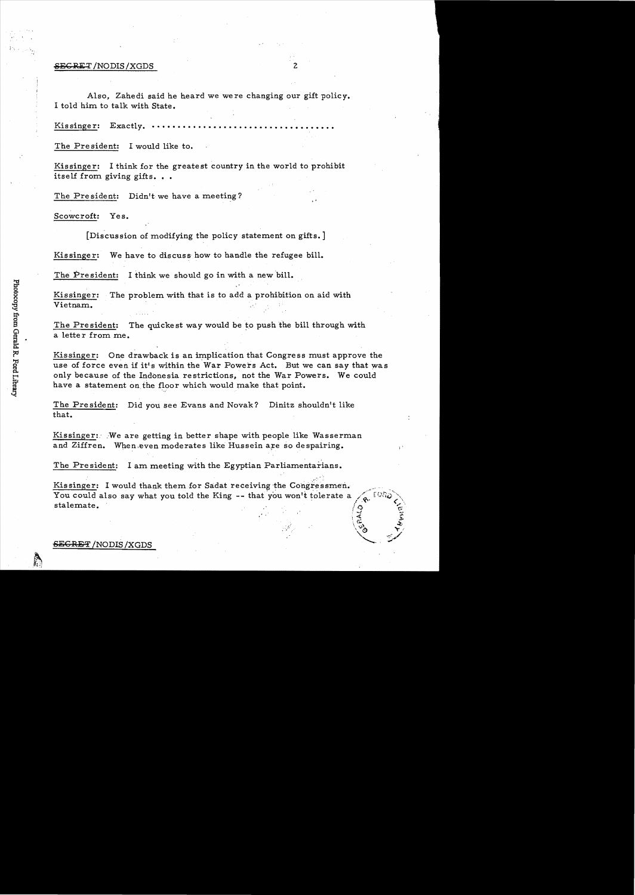Also, Zahedi said he heard we were changing our gift policy. I told him to talk with State.

Kissinger: Exactly. ....................................

The President: I would like to.

Kissinger: I think for the greatest country in the world to prohibit itself from giving gifts. . .

The President: Didn't we have a meeting?

Scowcroft: Yes.

[Discussion of modifying the policy statement on gifts.]

Kissinger: We have to discuss how to handle the refugee bill.

The President: I think we should go in with a new bill.

Kissinger: The problem with that is to add a prohibition on aid with Vietnam.

The President: The quickest way would be to push the bill through with a letter from me.

Kissinger: One drawback is an implication that Congress must approve the use of force even if it's within the War Powers Act. But we can say that was only because of the Indonesia restrictions, not the War Powers. We could have a statement on the floor which would make that point.

The President: Did you see Evans and Novak? Dinitz shouldn't like that.

Kissinger: We are getting in better shape with people like Wasserman and Ziffren. When even moderates like Hussein are so despairing.

The President: I am meeting with the Egyptian Parliamentarians.

Kissinger: I would thank them for Sadat receiving the Congressmen. You could also say what you told the King -- that you won't tolerate a stalemate.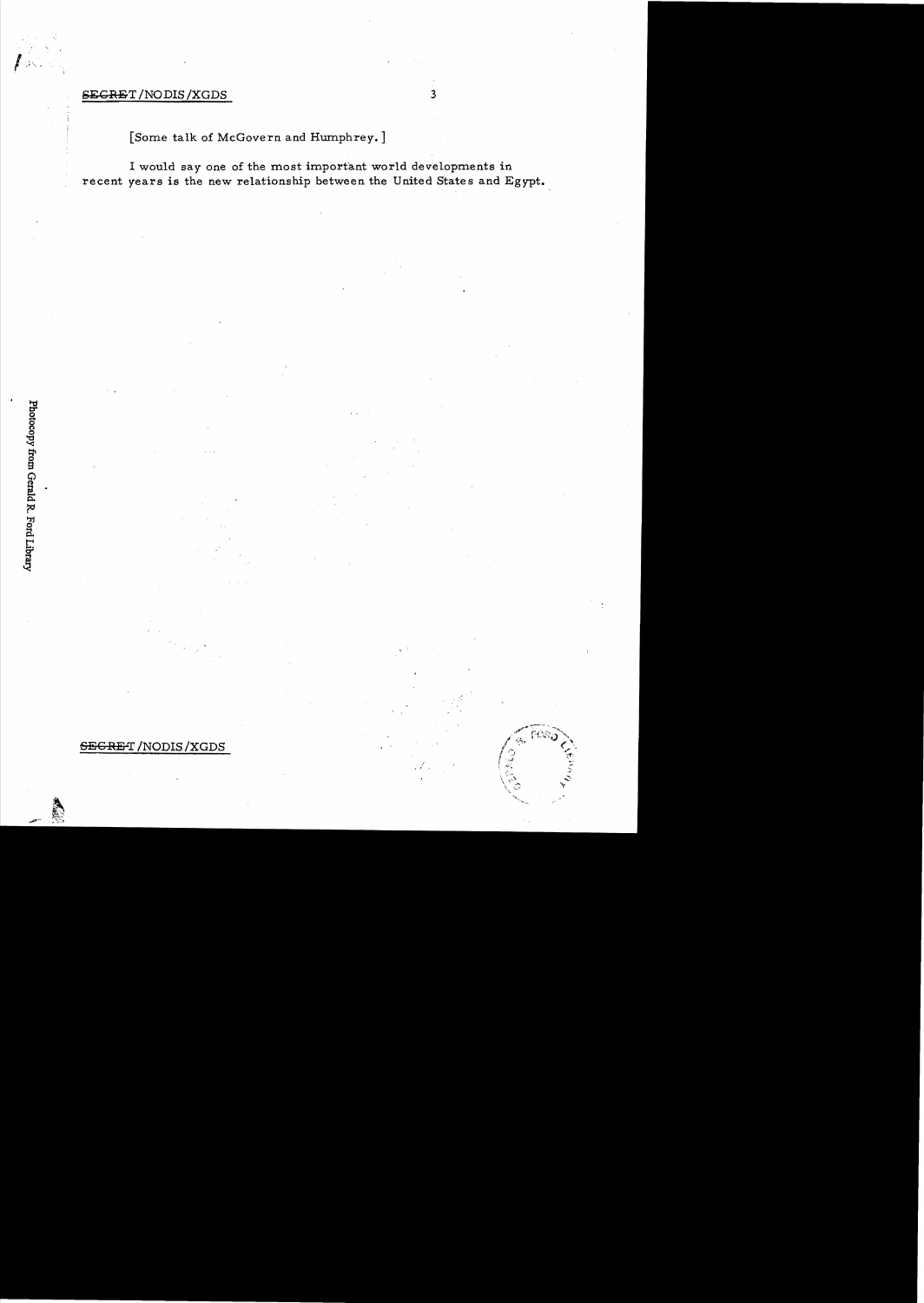~~SECRET~~/NODIS/XGDS

[Some talk of McGovern and Humphrey.]

I would say one of the most important world developments in recent years is the new relationship between the United States and Egypt.

~~SECRET~~/NODIS/XGDS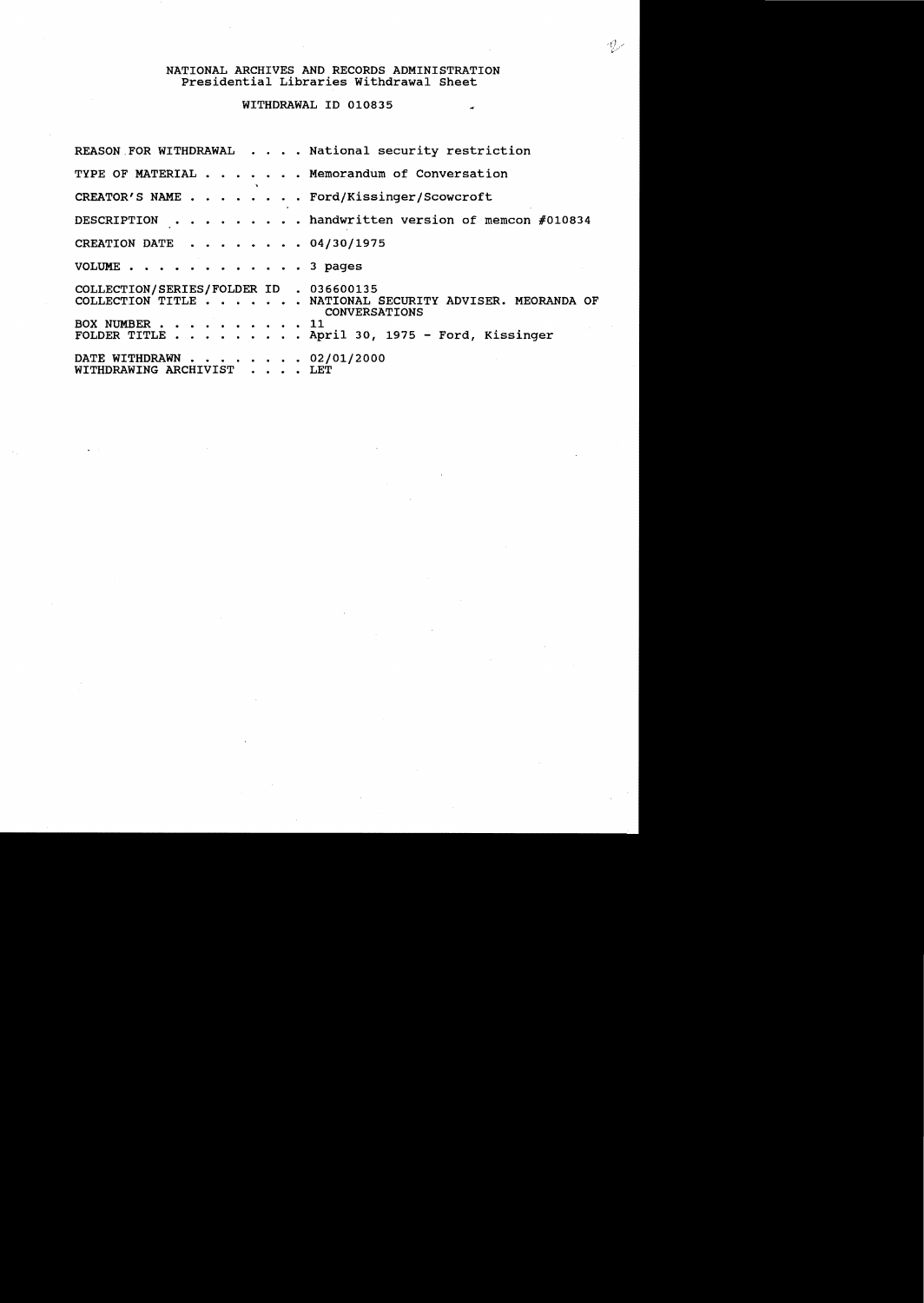NATIONAL ARCHIVES AND RECORDS ADMINISTRATION
Presidential Libraries Withdrawal Sheet

WITHDRAWAL ID 010835

REASON FOR WITHDRAWAL . . . . National security restriction

TYPE OF MATERIAL . . . . . . . Memorandum of Conversation

CREATOR'S NAME . . . . . . . . Ford/Kissinger/Scowcroft

DESCRIPTION . . . . . . . . . handwritten version of memcon #010834

CREATION DATE . . . . . . . . 04/30/1975

VOLUME . . . . . . . . . . . . 3 pages

COLLECTION/SERIES/FOLDER ID . 036600135
COLLECTION TITLE . . . . . . . NATIONAL SECURITY ADVISER. MEORANDA OF CONVERSATIONS
BOX NUMBER . . . . . . . . . . 11
FOLDER TITLE . . . . . . . . . April 30, 1975 - Ford, Kissinger

DATE WITHDRAWN . . . . . . . . 02/01/2000
WITHDRAWING ARCHIVIST . . . . LET